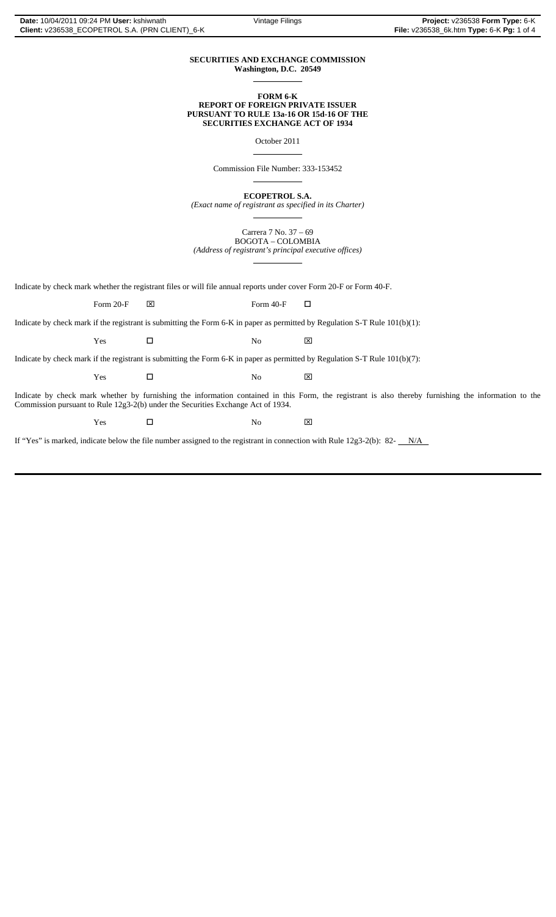**SECURITIES AND EXCHANGE COMMISSION**
**Washington, D.C. 20549**

**FORM 6-K**
**REPORT OF FOREIGN PRIVATE ISSUER**
**PURSUANT TO RULE 13a-16 OR 15d-16 OF THE**
**SECURITIES EXCHANGE ACT OF 1934**

October 2011

Commission File Number: 333-153452

**ECOPETROL S.A.**
*(Exact name of registrant as specified in its Charter)*

Carrera 7 No. 37 – 69
BOGOTA – COLOMBIA
*(Address of registrant's principal executive offices)*

Indicate by check mark whether the registrant files or will file annual reports under cover Form 20-F or Form 40-F.

Form 20-F ☒ Form 40-F ☐

Indicate by check mark if the registrant is submitting the Form 6-K in paper as permitted by Regulation S-T Rule 101(b)(1):

Yes ☐ No ☒

Indicate by check mark if the registrant is submitting the Form 6-K in paper as permitted by Regulation S-T Rule 101(b)(7):

Yes ☐ No ☒

Indicate by check mark whether by furnishing the information contained in this Form, the registrant is also thereby furnishing the information to the Commission pursuant to Rule 12g3-2(b) under the Securities Exchange Act of 1934.

Yes ☐ No ☒

If "Yes" is marked, indicate below the file number assigned to the registrant in connection with Rule 12g3-2(b): 82- N/A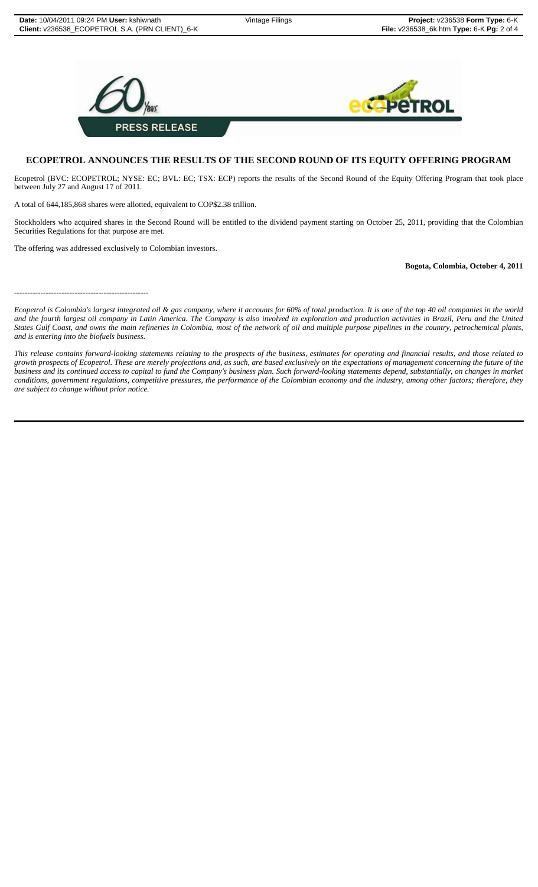PRESS RELEASE

## ECOPETROL ANNOUNCES THE RESULTS OF THE SECOND ROUND OF ITS EQUITY OFFERING PROGRAM

Ecopetrol (BVC: ECOPETROL; NYSE: EC; BVL: EC; TSX: ECP) reports the results of the Second Round of the Equity Offering Program that took place between July 27 and August 17 of 2011.

A total of 644,185,868 shares were allotted, equivalent to COP$2.38 trillion.

Stockholders who acquired shares in the Second Round will be entitled to the dividend payment starting on October 25, 2011, providing that the Colombian Securities Regulations for that purpose are met.

The offering was addressed exclusively to Colombian investors.

**Bogota, Colombia, October 4, 2011**

---

*Ecopetrol is Colombia's largest integrated oil & gas company, where it accounts for 60% of total production. It is one of the top 40 oil companies in the world and the fourth largest oil company in Latin America. The Company is also involved in exploration and production activities in Brazil, Peru and the United States Gulf Coast, and owns the main refineries in Colombia, most of the network of oil and multiple purpose pipelines in the country, petrochemical plants, and is entering into the biofuels business.*

*This release contains forward-looking statements relating to the prospects of the business, estimates for operating and financial results, and those related to growth prospects of Ecopetrol. These are merely projections and, as such, are based exclusively on the expectations of management concerning the future of the business and its continued access to capital to fund the Company's business plan. Such forward-looking statements depend, substantially, on changes in market conditions, government regulations, competitive pressures, the performance of the Colombian economy and the industry, among other factors; therefore, they are subject to change without prior notice.*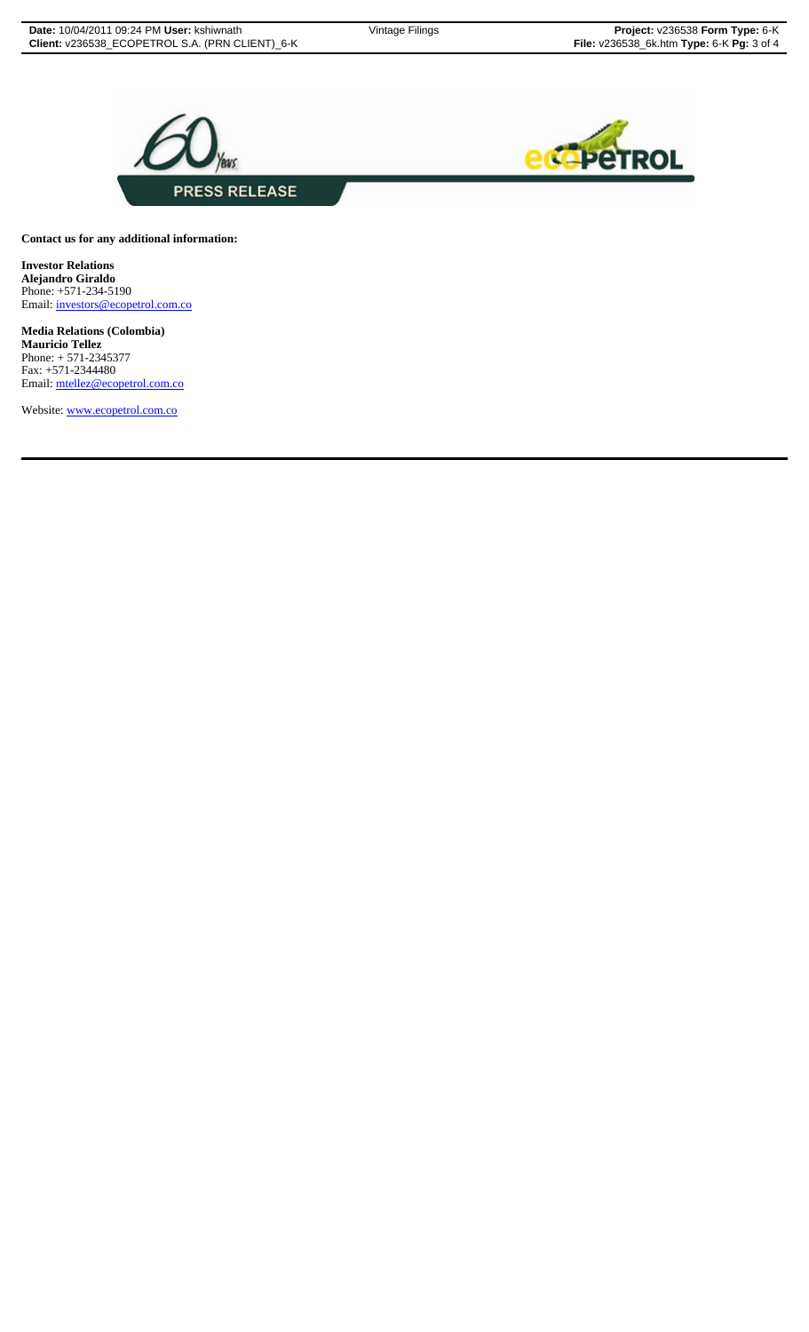**Contact us for any additional information:**

**Investor Relations**
**Alejandro Giraldo**
Phone: +571-234-5190
Email: investors@ecopetrol.com.co

**Media Relations (Colombia)**
**Mauricio Tellez**
Phone: + 571-2345377
Fax: +571-2344480
Email: mtellez@ecopetrol.com.co

Website: www.ecopetrol.com.co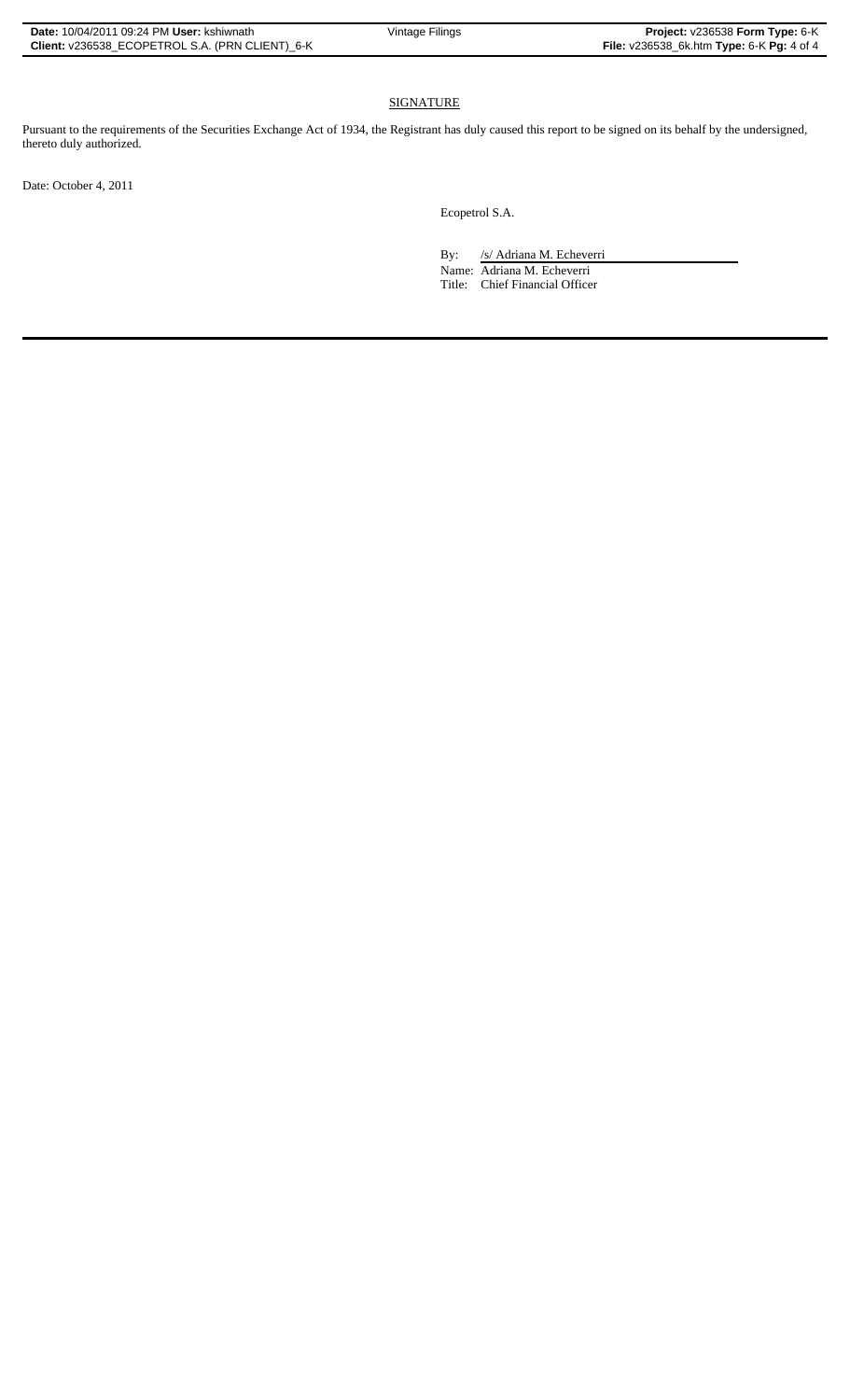## SIGNATURE

Pursuant to the requirements of the Securities Exchange Act of 1934, the Registrant has duly caused this report to be signed on its behalf by the undersigned, thereto duly authorized.

Date: October 4, 2011

Ecopetrol S.A.

By: /s/ Adriana M. Echeverri

Name: Adriana M. Echeverri

Title: Chief Financial Officer